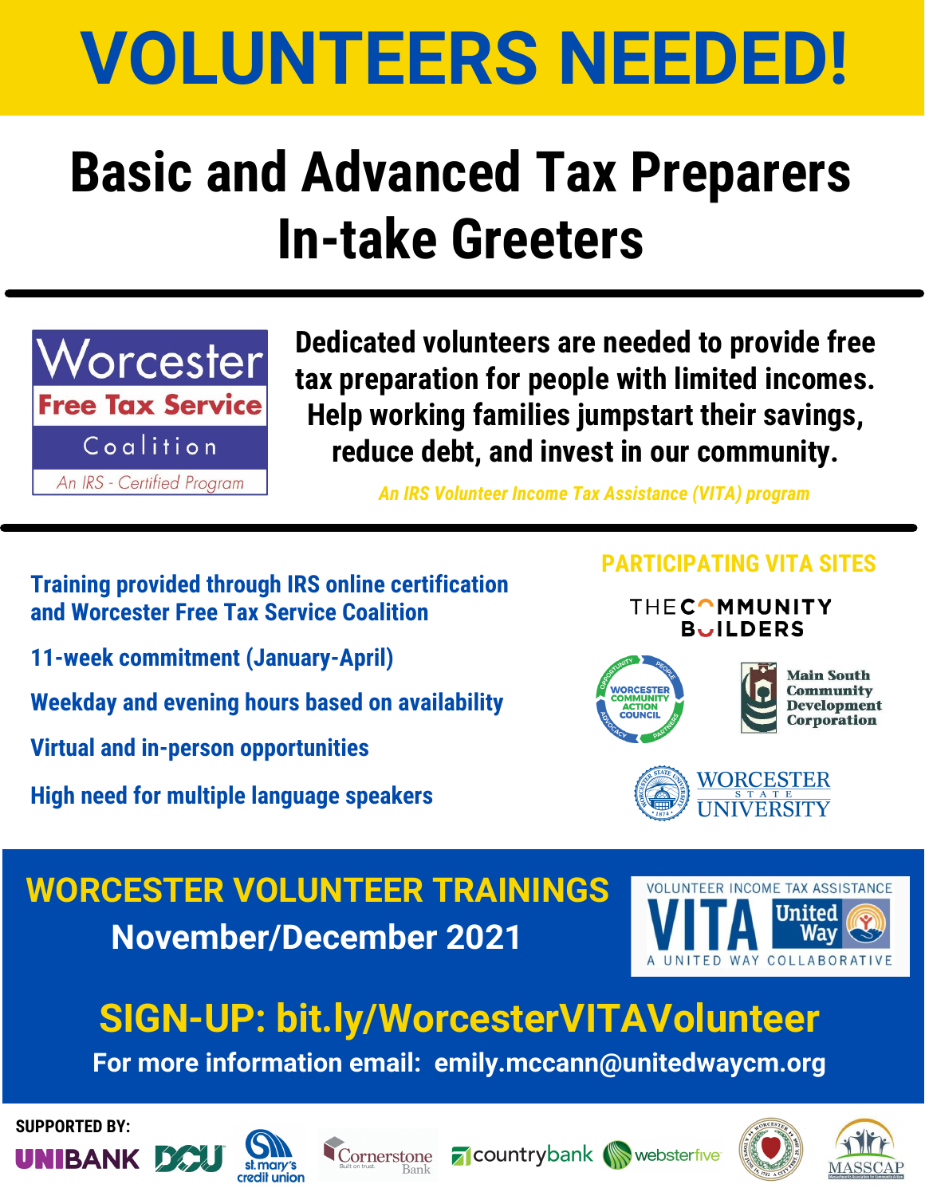# VOLUNTEERS NEEDED!

## Basic and Advanced Tax Preparers
## In-take Greeters

Worcester **Free Tax Service** Coalition
*An IRS - Certified Program*

**Dedicated volunteers are needed to provide free tax preparation for people with limited incomes. Help working families jumpstart their savings, reduce debt, and invest in our community.**

*An IRS Volunteer Income Tax Assistance (VITA) program*

- **Training provided through IRS online certification and Worcester Free Tax Service Coalition**
- **11-week commitment (January-April)**
- **Weekday and evening hours based on availability**
- **Virtual and in-person opportunities**
- **High need for multiple language speakers**

### PARTICIPATING VITA SITES

- The Community Builders
- Worcester Community Action Council
- Main South Community Development Corporation
- Worcester State University

### WORCESTER VOLUNTEER TRAININGS
**November/December 2021**

VOLUNTEER INCOME TAX ASSISTANCE
VITA United Way
A UNITED WAY COLLABORATIVE

## SIGN-UP: bit.ly/WorcesterVITAVolunteer

**For more information email: emily.mccann@unitedwaycm.org**

**SUPPORTED BY:**
UNIBANK, DCU, st. mary's credit union, Cornerstone Bank, countrybank, websterfive, MASSCAP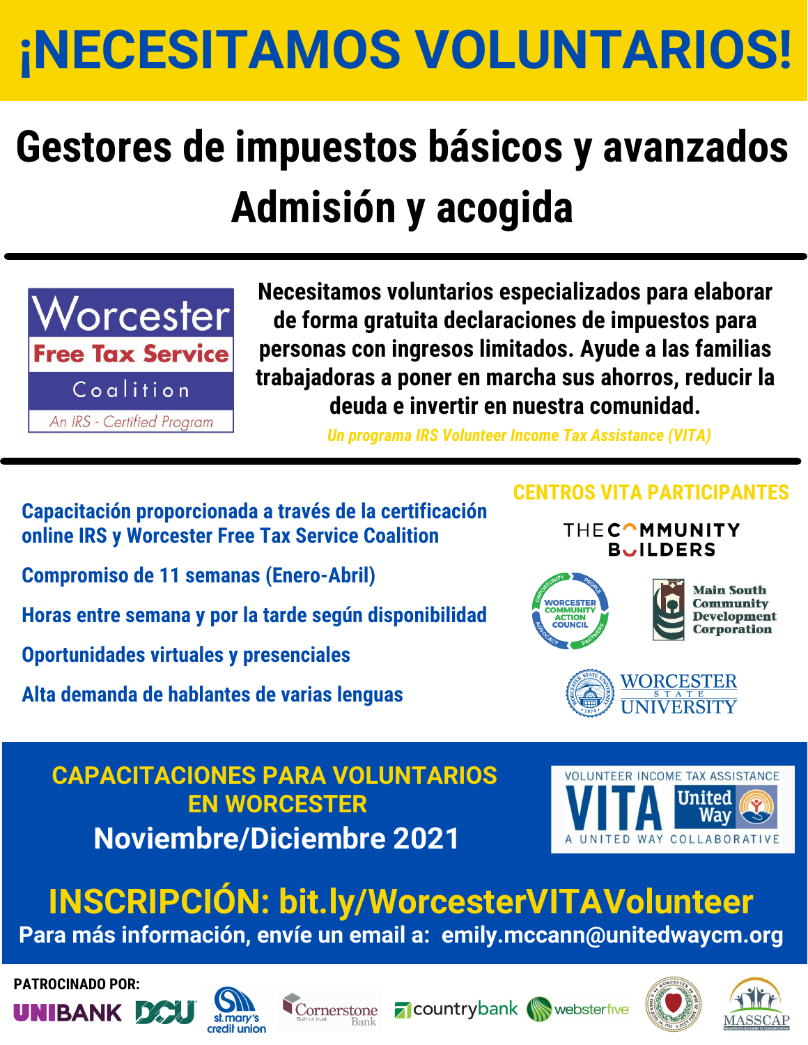# ¡NECESITAMOS VOLUNTARIOS!

## Gestores de impuestos básicos y avanzados
## Admisión y acogida

Worcester Free Tax Service Coalition
An IRS - Certified Program

**Necesitamos voluntarios especializados para elaborar de forma gratuita declaraciones de impuestos para personas con ingresos limitados. Ayude a las familias trabajadoras a poner en marcha sus ahorros, reducir la deuda e invertir en nuestra comunidad.**

*Un programa IRS Volunteer Income Tax Assistance (VITA)*

**Capacitación proporcionada a través de la certificación online IRS y Worcester Free Tax Service Coalition**

**Compromiso de 11 semanas (Enero-Abril)**

**Horas entre semana y por la tarde según disponibilidad**

**Oportunidades virtuales y presenciales**

**Alta demanda de hablantes de varias lenguas**

### CENTROS VITA PARTICIPANTES

The Community Builders

Worcester Community Action Council

Main South Community Development Corporation

Worcester State University

### CAPACITACIONES PARA VOLUNTARIOS EN WORCESTER
### Noviembre/Diciembre 2021

Volunteer Income Tax Assistance
VITA United Way
A United Way Collaborative

## INSCRIPCIÓN: bit.ly/WorcesterVITAVolunteer

**Para más información, envíe un email a: emily.mccann@unitedwaycm.org**

**PATROCINADO POR:**

UniBank, DCU, St. Mary's Credit Union, Cornerstone Bank, countrybank, websterfive, Worcester, MASSCAP